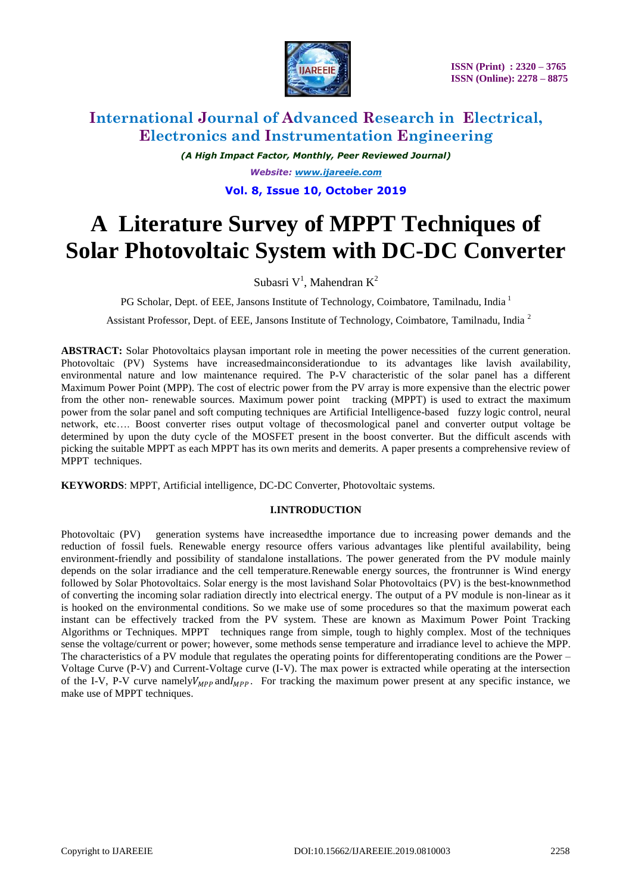# International Journal of Advanced Research in Electrical, Electronics and Instrumentation Engineering

*(A High Impact Factor, Monthly, Peer Reviewed Journal)*

*Website: www.ijareeie.com*

**Vol. 8, Issue 10, October 2019**

# A Literature Survey of MPPT Techniques of Solar Photovoltaic System with DC-DC Converter

Subasri V[1], Mahendran K[2]

PG Scholar, Dept. of EEE, Jansons Institute of Technology, Coimbatore, Tamilnadu, India [1]

Assistant Professor, Dept. of EEE, Jansons Institute of Technology, Coimbatore, Tamilnadu, India [2]

**ABSTRACT:** Solar Photovoltaics playsan important role in meeting the power necessities of the current generation. Photovoltaic (PV) Systems have increasedmainconsiderationdue to its advantages like lavish availability, environmental nature and low maintenance required. The P-V characteristic of the solar panel has a different Maximum Power Point (MPP). The cost of electric power from the PV array is more expensive than the electric power from the other non- renewable sources. Maximum power point tracking (MPPT) is used to extract the maximum power from the solar panel and soft computing techniques are Artificial Intelligence-based fuzzy logic control, neural network, etc…. Boost converter rises output voltage of thecosmological panel and converter output voltage be determined by upon the duty cycle of the MOSFET present in the boost converter. But the difficult ascends with picking the suitable MPPT as each MPPT has its own merits and demerits. A paper presents a comprehensive review of MPPT techniques.

**KEYWORDS**: MPPT, Artificial intelligence, DC-DC Converter, Photovoltaic systems.

## I.INTRODUCTION

Photovoltaic (PV) generation systems have increasedthe importance due to increasing power demands and the reduction of fossil fuels. Renewable energy resource offers various advantages like plentiful availability, being environment-friendly and possibility of standalone installations. The power generated from the PV module mainly depends on the solar irradiance and the cell temperature.Renewable energy sources, the frontrunner is Wind energy followed by Solar Photovoltaics. Solar energy is the most lavishand Solar Photovoltaics (PV) is the best-knownmethod of converting the incoming solar radiation directly into electrical energy. The output of a PV module is non-linear as it is hooked on the environmental conditions. So we make use of some procedures so that the maximum powerat each instant can be effectively tracked from the PV system. These are known as Maximum Power Point Tracking Algorithms or Techniques. MPPT techniques range from simple, tough to highly complex. Most of the techniques sense the voltage/current or power; however, some methods sense temperature and irradiance level to achieve the MPP. The characteristics of a PV module that regulates the operating points for differentoperating conditions are the Power – Voltage Curve (P-V) and Current-Voltage curve (I-V). The max power is extracted while operating at the intersection of the I-V, P-V curve namely $V_{MPP}$ and $I_{MPP}$. For tracking the maximum power present at any specific instance, we make use of MPPT techniques.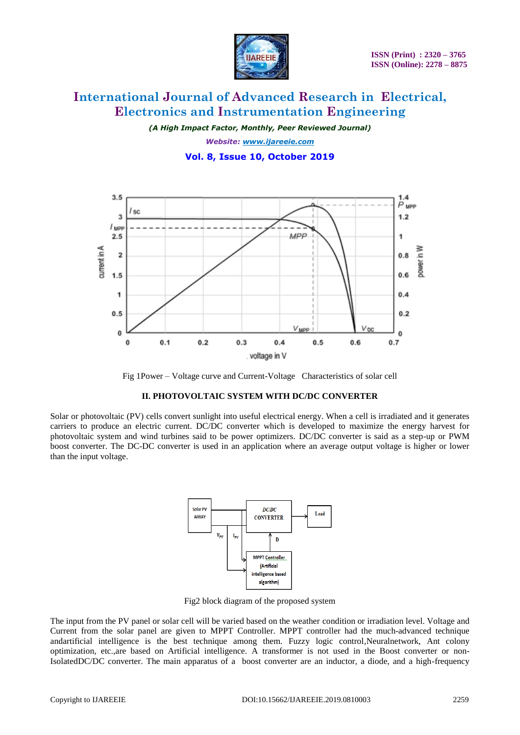3.5
3
$I_{MPP}$
2.5
2
1.5
1
0.5
0

current in A

$I_{sc}$

MPP

$V_{MPP}$

$V_{OC}$

0 0.1 0.2 0.3 0.4 0.5 0.6 0.7

voltage in V

1.4
$P_{MPP}$
1.2
1
0.8
0.6
0.4
0.2
0

power in W

Fig 1Power – Voltage curve and Current-Voltage Characteristics of solar cell

## II. PHOTOVOLTAIC SYSTEM WITH DC/DC CONVERTER

Solar or photovoltaic (PV) cells convert sunlight into useful electrical energy. When a cell is irradiated and it generates carriers to produce an electric current. DC/DC converter which is developed to maximize the energy harvest for photovoltaic system and wind turbines said to be power optimizers. DC/DC converter is said as a step-up or PWM boost converter. The DC-DC converter is used in an application where an average output voltage is higher or lower than the input voltage.

Solar PV ARRAY

DC/DC CONVERTER

Load

$V_{PV}$

$I_{PV}$

D

MPPT Controller (Artificial intelligence based algorithm)

Fig2 block diagram of the proposed system

The input from the PV panel or solar cell will be varied based on the weather condition or irradiation level. Voltage and Current from the solar panel are given to MPPT Controller. MPPT controller had the much-advanced technique andartificial intelligence is the best technique among them. Fuzzy logic control,Neuralnetwork, Ant colony optimization, etc.,are based on Artificial intelligence. A transformer is not used in the Boost converter or non-IsolatedDC/DC converter. The main apparatus of a boost converter are an inductor, a diode, and a high-frequency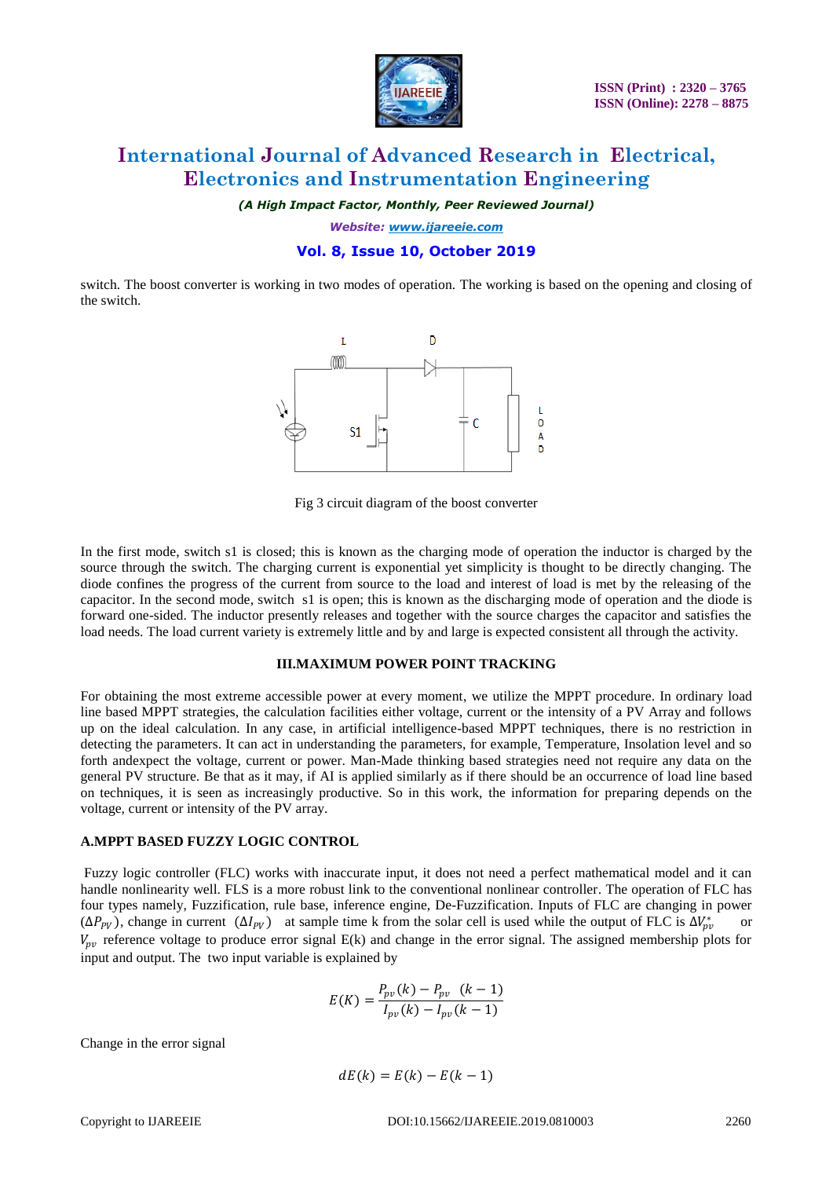switch. The boost converter is working in two modes of operation. The working is based on the opening and closing of the switch.

Fig 3 circuit diagram of the boost converter

In the first mode, switch s1 is closed; this is known as the charging mode of operation the inductor is charged by the source through the switch. The charging current is exponential yet simplicity is thought to be directly changing. The diode confines the progress of the current from source to the load and interest of load is met by the releasing of the capacitor. In the second mode, switch s1 is open; this is known as the discharging mode of operation and the diode is forward one-sided. The inductor presently releases and together with the source charges the capacitor and satisfies the load needs. The load current variety is extremely little and by and large is expected consistent all through the activity.

## III.MAXIMUM POWER POINT TRACKING

For obtaining the most extreme accessible power at every moment, we utilize the MPPT procedure. In ordinary load line based MPPT strategies, the calculation facilities either voltage, current or the intensity of a PV Array and follows up on the ideal calculation. In any case, in artificial intelligence-based MPPT techniques, there is no restriction in detecting the parameters. It can act in understanding the parameters, for example, Temperature, Insolation level and so forth andexpect the voltage, current or power. Man-Made thinking based strategies need not require any data on the general PV structure. Be that as it may, if AI is applied similarly as if there should be an occurrence of load line based on techniques, it is seen as increasingly productive. So in this work, the information for preparing depends on the voltage, current or intensity of the PV array.

### A.MPPT BASED FUZZY LOGIC CONTROL

Fuzzy logic controller (FLC) works with inaccurate input, it does not need a perfect mathematical model and it can handle nonlinearity well. FLS is a more robust link to the conventional nonlinear controller. The operation of FLC has four types namely, Fuzzification, rule base, inference engine, De-Fuzzification. Inputs of FLC are changing in power ($\Delta P_{PV}$), change in current ($\Delta I_{PV}$) at sample time k from the solar cell is used while the output of FLC is $\Delta V_{pv}^{*}$ or $V_{pv}$ reference voltage to produce error signal E(k) and change in the error signal. The assigned membership plots for input and output. The two input variable is explained by

$$E(K) = \frac{P_{pv}(k) - P_{pv}(k-1)}{I_{pv}(k) - I_{pv}(k-1)}$$

Change in the error signal

$$dE(k) = E(k) - E(k-1)$$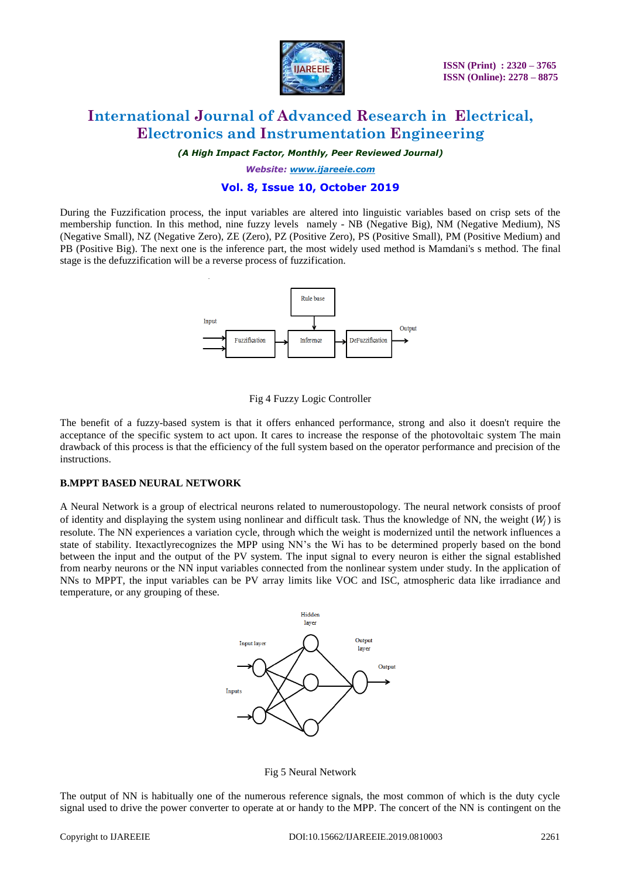During the Fuzzification process, the input variables are altered into linguistic variables based on crisp sets of the membership function. In this method, nine fuzzy levels namely - NB (Negative Big), NM (Negative Medium), NS (Negative Small), NZ (Negative Zero), ZE (Zero), PZ (Positive Zero), PS (Positive Small), PM (Positive Medium) and PB (Positive Big). The next one is the inference part, the most widely used method is Mamdani's s method. The final stage is the defuzzification will be a reverse process of fuzzification.

Rule base

Input

Fuzzification

Inference

DeFuzzification

Output

Fig 4 Fuzzy Logic Controller

The benefit of a fuzzy-based system is that it offers enhanced performance, strong and also it doesn't require the acceptance of the specific system to act upon. It cares to increase the response of the photovoltaic system The main drawback of this process is that the efficiency of the full system based on the operator performance and precision of the instructions.

### B.MPPT BASED NEURAL NETWORK

A Neural Network is a group of electrical neurons related to numeroustopology. The neural network consists of proof of identity and displaying the system using nonlinear and difficult task. Thus the knowledge of NN, the weight ($W_j$) is resolute. The NN experiences a variation cycle, through which the weight is modernized until the network influences a state of stability. Itexactlyrecognizes the MPP using NN's the Wi has to be determined properly based on the bond between the input and the output of the PV system. The input signal to every neuron is either the signal established from nearby neurons or the NN input variables connected from the nonlinear system under study. In the application of NNs to MPPT, the input variables can be PV array limits like VOC and ISC, atmospheric data like irradiance and temperature, or any grouping of these.

Hidden layer

Input layer

Output layer

Output

Inputs

Fig 5 Neural Network

The output of NN is habitually one of the numerous reference signals, the most common of which is the duty cycle signal used to drive the power converter to operate at or handy to the MPP. The concert of the NN is contingent on the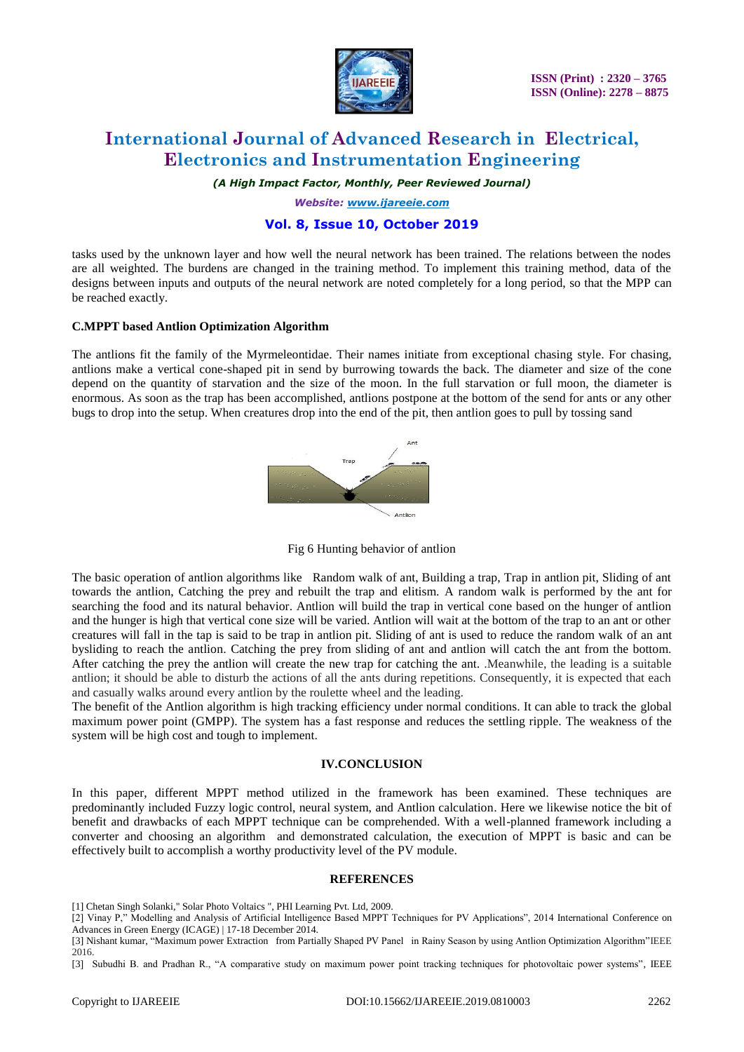tasks used by the unknown layer and how well the neural network has been trained. The relations between the nodes are all weighted. The burdens are changed in the training method. To implement this training method, data of the designs between inputs and outputs of the neural network are noted completely for a long period, so that the MPP can be reached exactly.

### C.MPPT based Antlion Optimization Algorithm

The antlions fit the family of the Myrmeleontidae. Their names initiate from exceptional chasing style. For chasing, antlions make a vertical cone-shaped pit in send by burrowing towards the back. The diameter and size of the cone depend on the quantity of starvation and the size of the moon. In the full starvation or full moon, the diameter is enormous. As soon as the trap has been accomplished, antlions postpone at the bottom of the send for ants or any other bugs to drop into the setup. When creatures drop into the end of the pit, then antlion goes to pull by tossing sand

Ant

Trap

Antlion

Fig 6 Hunting behavior of antlion

The basic operation of antlion algorithms like Random walk of ant, Building a trap, Trap in antlion pit, Sliding of ant towards the antlion, Catching the prey and rebuilt the trap and elitism. A random walk is performed by the ant for searching the food and its natural behavior. Antlion will build the trap in vertical cone based on the hunger of antlion and the hunger is high that vertical cone size will be varied. Antlion will wait at the bottom of the trap to an ant or other creatures will fall in the tap is said to be trap in antlion pit. Sliding of ant is used to reduce the random walk of an ant bysliding to reach the antlion. Catching the prey from sliding of ant and antlion will catch the ant from the bottom. After catching the prey the antlion will create the new trap for catching the ant. .Meanwhile, the leading is a suitable antlion; it should be able to disturb the actions of all the ants during repetitions. Consequently, it is expected that each and casually walks around every antlion by the roulette wheel and the leading.

The benefit of the Antlion algorithm is high tracking efficiency under normal conditions. It can able to track the global maximum power point (GMPP). The system has a fast response and reduces the settling ripple. The weakness of the system will be high cost and tough to implement.

## IV.CONCLUSION

In this paper, different MPPT method utilized in the framework has been examined. These techniques are predominantly included Fuzzy logic control, neural system, and Antlion calculation. Here we likewise notice the bit of benefit and drawbacks of each MPPT technique can be comprehended. With a well-planned framework including a converter and choosing an algorithm and demonstrated calculation, the execution of MPPT is basic and can be effectively built to accomplish a worthy productivity level of the PV module.

## REFERENCES

[1] Chetan Singh Solanki," Solar Photo Voltaics ", PHI Learning Pvt. Ltd, 2009.

[2] Vinay P," Modelling and Analysis of Artificial Intelligence Based MPPT Techniques for PV Applications", 2014 International Conference on Advances in Green Energy (ICAGE) | 17-18 December 2014.

[3] Nishant kumar, "Maximum power Extraction from Partially Shaped PV Panel in Rainy Season by using Antlion Optimization Algorithm"IEEE 2016.

[3] Subudhi B. and Pradhan R., "A comparative study on maximum power point tracking techniques for photovoltaic power systems", IEEE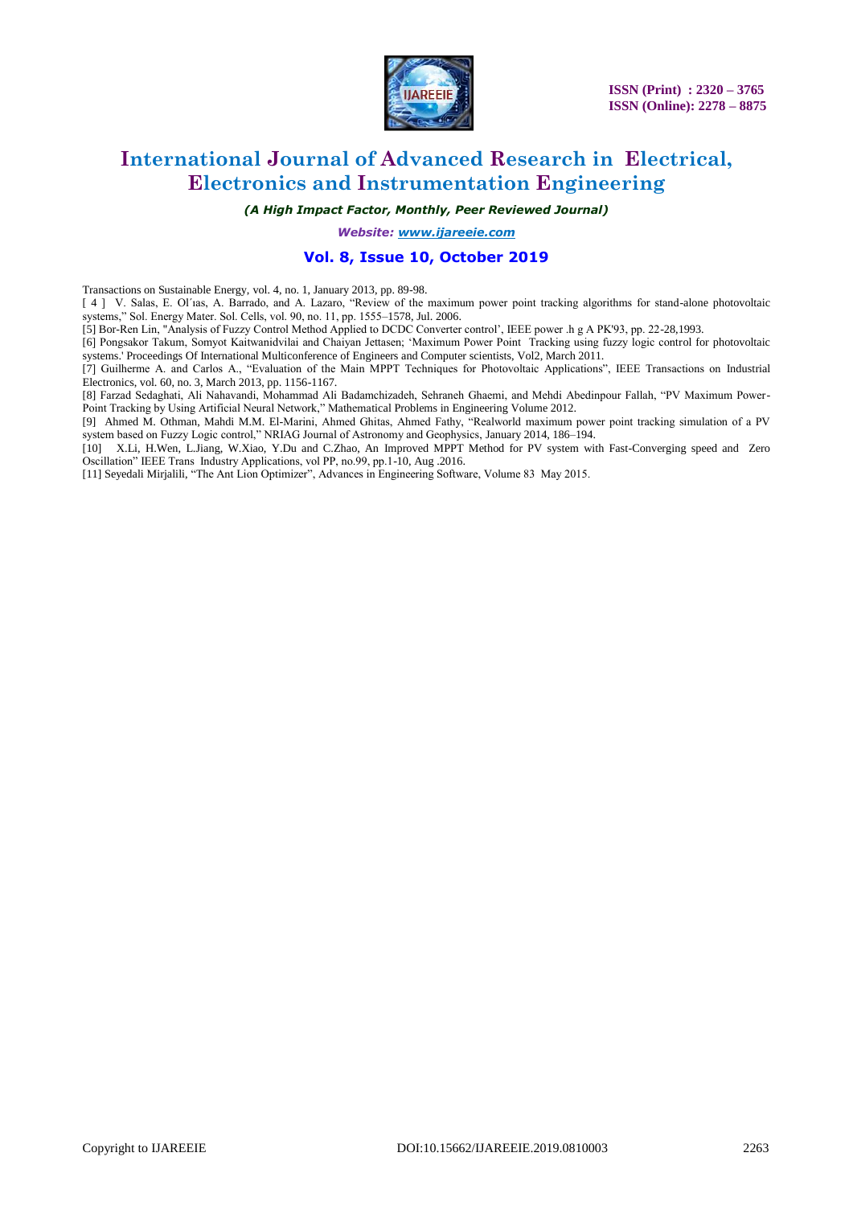Transactions on Sustainable Energy, vol. 4, no. 1, January 2013, pp. 89-98.

[ 4 ] V. Salas, E. Ol´ıas, A. Barrado, and A. Lazaro, "Review of the maximum power point tracking algorithms for stand-alone photovoltaic systems," Sol. Energy Mater. Sol. Cells, vol. 90, no. 11, pp. 1555–1578, Jul. 2006.

[5] Bor-Ren Lin, "Analysis of Fuzzy Control Method Applied to DCDC Converter control', IEEE power .h g A PK'93, pp. 22-28,1993.

[6] Pongsakor Takum, Somyot Kaitwanidvilai and Chaiyan Jettasen; 'Maximum Power Point Tracking using fuzzy logic control for photovoltaic systems.' Proceedings Of International Multiconference of Engineers and Computer scientists, Vol2, March 2011.

[7] Guilherme A. and Carlos A., "Evaluation of the Main MPPT Techniques for Photovoltaic Applications", IEEE Transactions on Industrial Electronics, vol. 60, no. 3, March 2013, pp. 1156-1167.

[8] Farzad Sedaghati, Ali Nahavandi, Mohammad Ali Badamchizadeh, Sehraneh Ghaemi, and Mehdi Abedinpour Fallah, "PV Maximum Power-Point Tracking by Using Artificial Neural Network," Mathematical Problems in Engineering Volume 2012.

[9] Ahmed M. Othman, Mahdi M.M. El-Marini, Ahmed Ghitas, Ahmed Fathy, "Realworld maximum power point tracking simulation of a PV system based on Fuzzy Logic control," NRIAG Journal of Astronomy and Geophysics, January 2014, 186–194.

[10] X.Li, H.Wen, L.Jiang, W.Xiao, Y.Du and C.Zhao, An Improved MPPT Method for PV system with Fast-Converging speed and Zero Oscillation" IEEE Trans Industry Applications, vol PP, no.99, pp.1-10, Aug .2016.

[11] Seyedali Mirjalili, "The Ant Lion Optimizer", Advances in Engineering Software, Volume 83 May 2015.